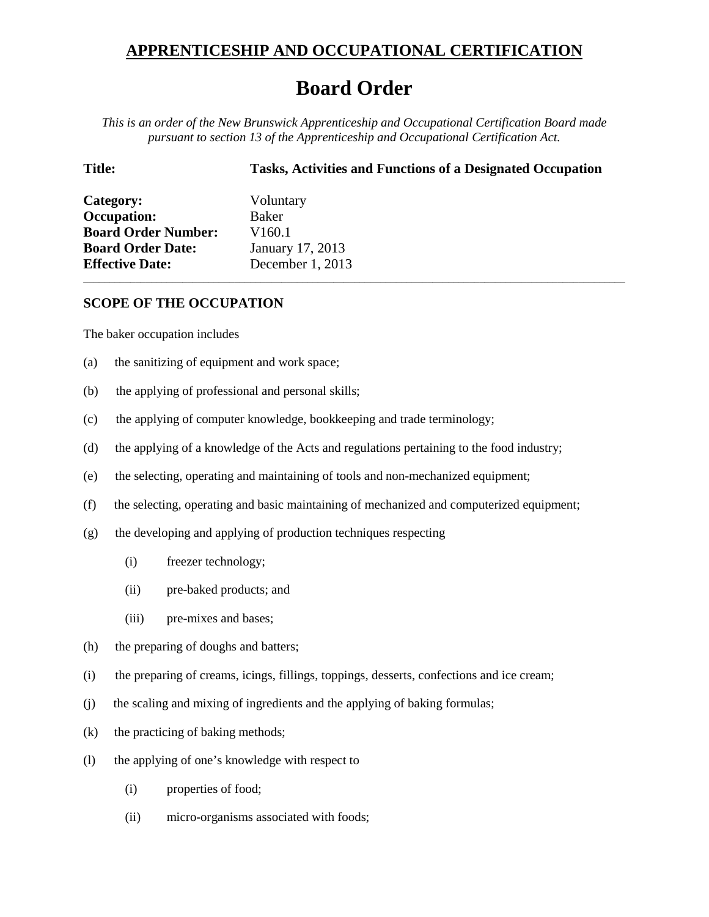## APPRENTICESHIP AND OCCUPATIONAL CERTIFICATION

# Board Order

*This is an order of the New Brunswick Apprenticeship and Occupational Certification Board made pursuant to section 13 of the Apprenticeship and Occupational Certification Act.*

| **Title:** | **Tasks, Activities and Functions of a Designated Occupation** |
|---|---|
| **Category:** | Voluntary |
| **Occupation:** | Baker |
| **Board Order Number:** | V160.1 |
| **Board Order Date:** | January 17, 2013 |
| **Effective Date:** | December 1, 2013 |

---

### SCOPE OF THE OCCUPATION

The baker occupation includes

(a) the sanitizing of equipment and work space;

(b) the applying of professional and personal skills;

(c) the applying of computer knowledge, bookkeeping and trade terminology;

(d) the applying of a knowledge of the Acts and regulations pertaining to the food industry;

(e) the selecting, operating and maintaining of tools and non-mechanized equipment;

(f) the selecting, operating and basic maintaining of mechanized and computerized equipment;

(g) the developing and applying of production techniques respecting

  (i) freezer technology;

  (ii) pre-baked products; and

  (iii) pre-mixes and bases;

(h) the preparing of doughs and batters;

(i) the preparing of creams, icings, fillings, toppings, desserts, confections and ice cream;

(j) the scaling and mixing of ingredients and the applying of baking formulas;

(k) the practicing of baking methods;

(l) the applying of one's knowledge with respect to

  (i) properties of food;

  (ii) micro-organisms associated with foods;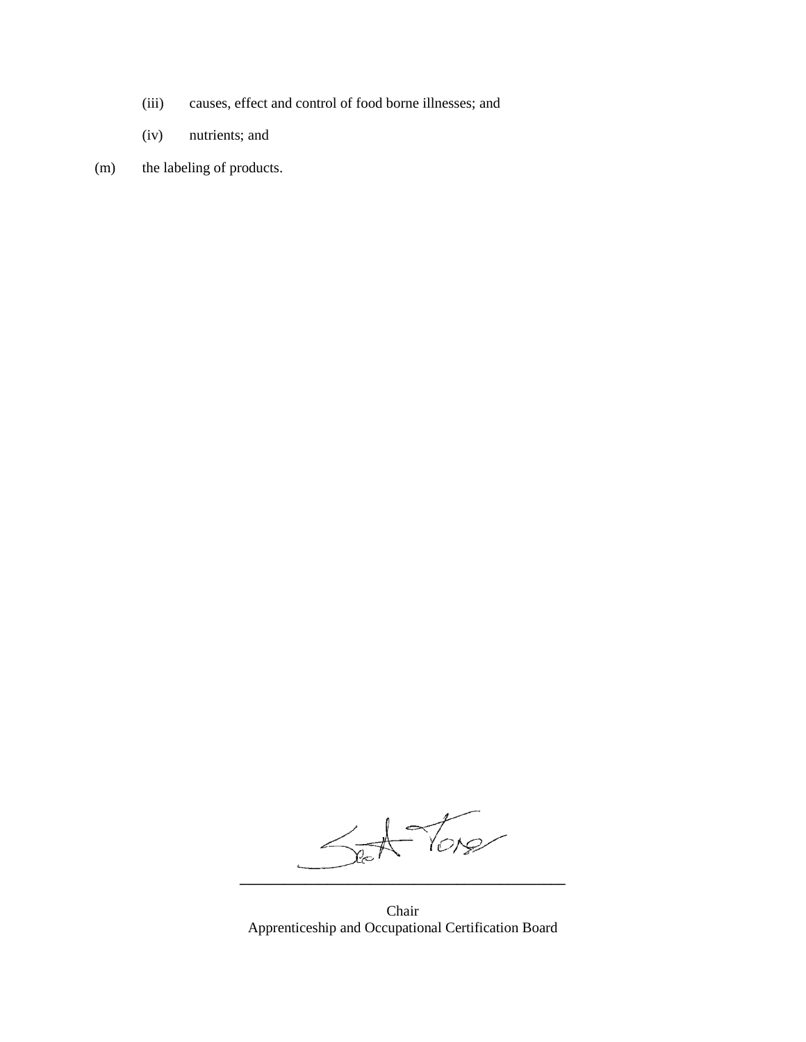(iii) causes, effect and control of food borne illnesses; and

(iv) nutrients; and

(m) the labeling of products.

\_\_\_\_\_\_\_\_\_\_\_\_\_\_\_\_\_\_\_\_\_\_\_\_\_\_\_\_\_\_\_\_\_\_\_\_\_\_\_\_

Chair
Apprenticeship and Occupational Certification Board